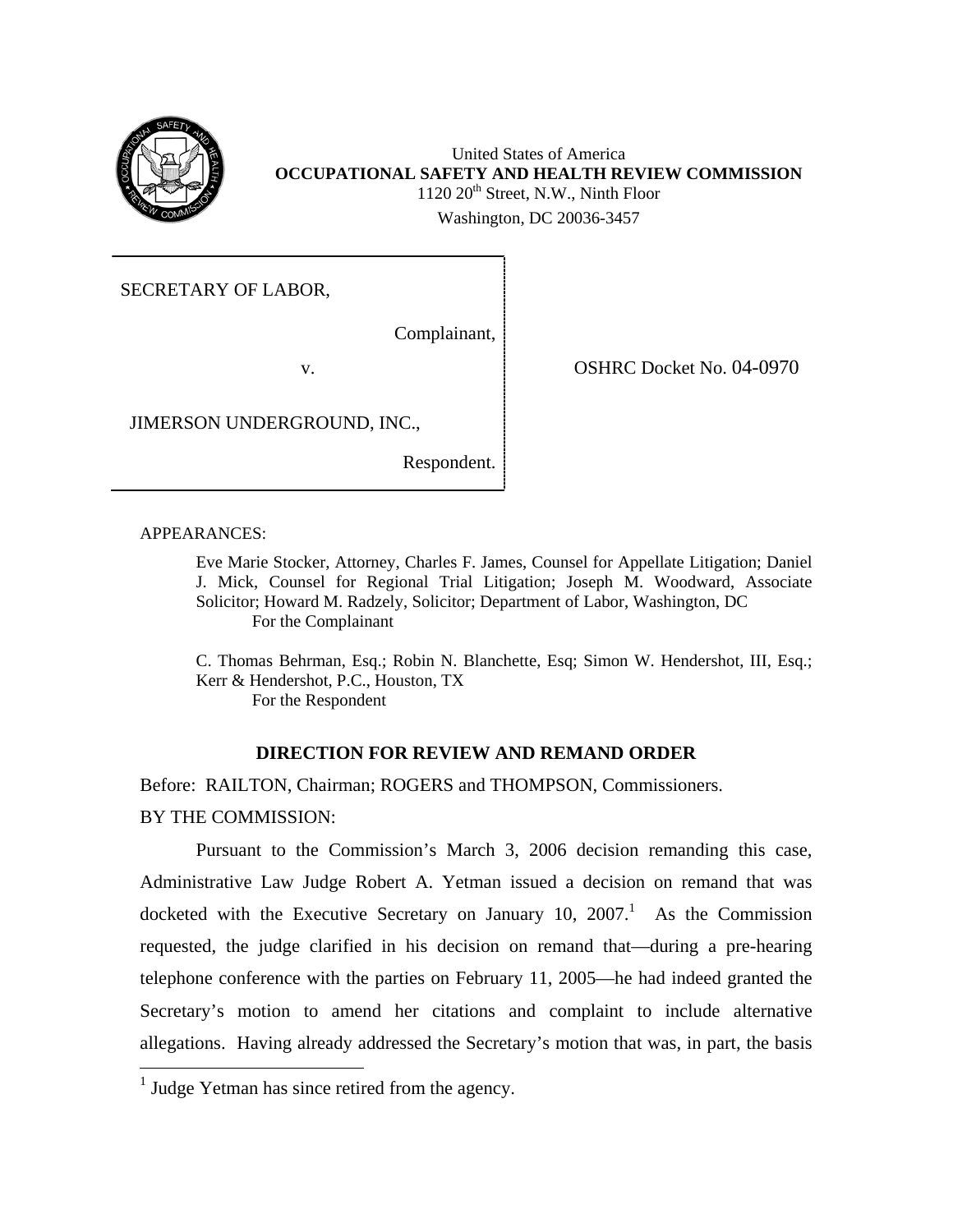United States of America
**OCCUPATIONAL SAFETY AND HEALTH REVIEW COMMISSION**
1120 20th Street, N.W., Ninth Floor
Washington, DC 20036-3457

| | |
|---|---|
| SECRETARY OF LABOR,<br><br>Complainant,<br><br>v.<br><br>JIMERSON UNDERGROUND, INC.,<br><br>Respondent. | OSHRC Docket No. 04-0970 |

APPEARANCES:

Eve Marie Stocker, Attorney, Charles F. James, Counsel for Appellate Litigation; Daniel J. Mick, Counsel for Regional Trial Litigation; Joseph M. Woodward, Associate Solicitor; Howard M. Radzely, Solicitor; Department of Labor, Washington, DC
For the Complainant

C. Thomas Behrman, Esq.; Robin N. Blanchette, Esq; Simon W. Hendershot, III, Esq.; Kerr & Hendershot, P.C., Houston, TX
For the Respondent

**DIRECTION FOR REVIEW AND REMAND ORDER**

Before: RAILTON, Chairman; ROGERS and THOMPSON, Commissioners.

BY THE COMMISSION:

Pursuant to the Commission's March 3, 2006 decision remanding this case, Administrative Law Judge Robert A. Yetman issued a decision on remand that was docketed with the Executive Secretary on January 10, 2007.[1] As the Commission requested, the judge clarified in his decision on remand that—during a pre-hearing telephone conference with the parties on February 11, 2005—he had indeed granted the Secretary's motion to amend her citations and complaint to include alternative allegations. Having already addressed the Secretary's motion that was, in part, the basis

[1] Judge Yetman has since retired from the agency.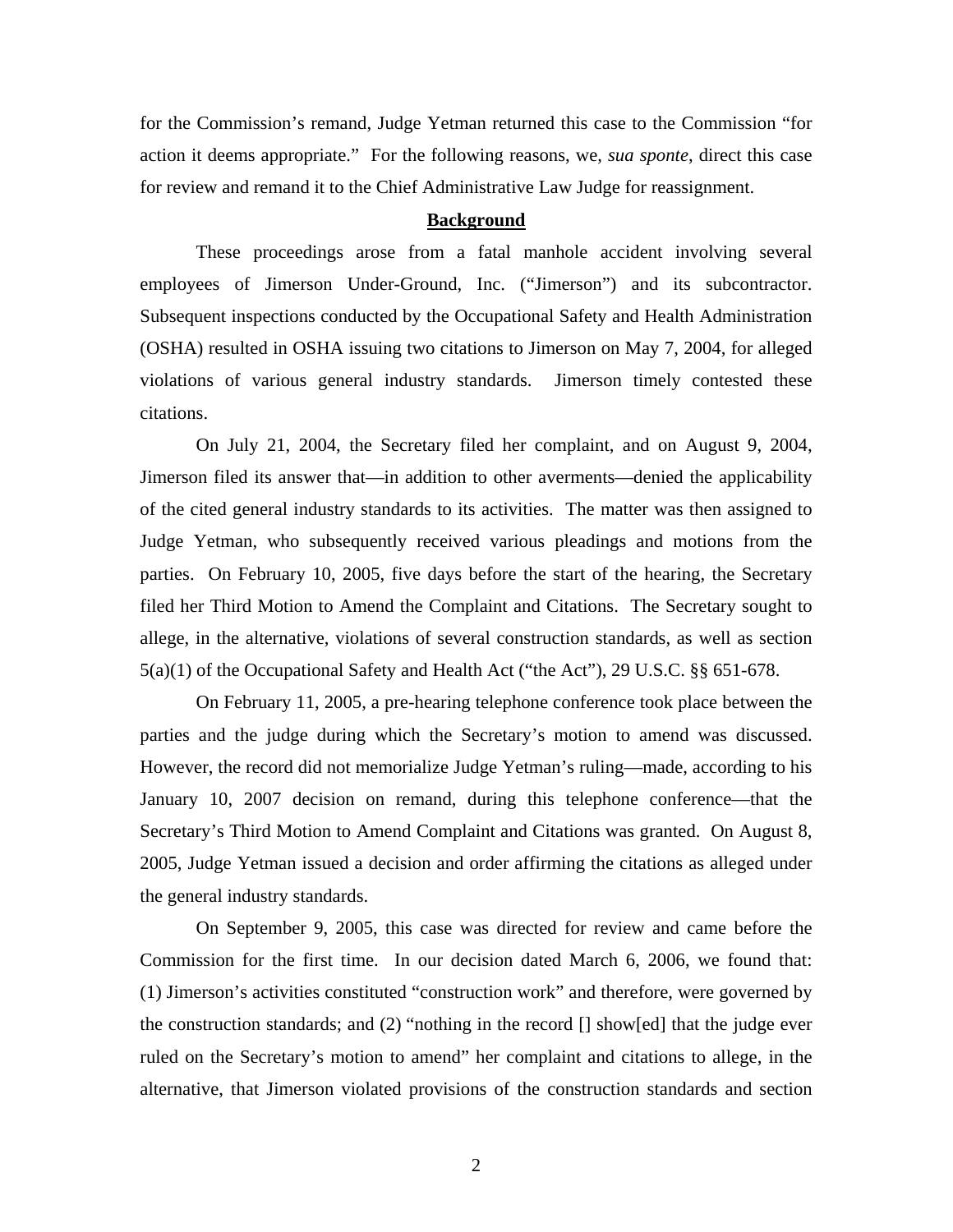for the Commission's remand, Judge Yetman returned this case to the Commission "for action it deems appropriate." For the following reasons, we, *sua sponte*, direct this case for review and remand it to the Chief Administrative Law Judge for reassignment.

## Background

These proceedings arose from a fatal manhole accident involving several employees of Jimerson Under-Ground, Inc. ("Jimerson") and its subcontractor. Subsequent inspections conducted by the Occupational Safety and Health Administration (OSHA) resulted in OSHA issuing two citations to Jimerson on May 7, 2004, for alleged violations of various general industry standards. Jimerson timely contested these citations.

On July 21, 2004, the Secretary filed her complaint, and on August 9, 2004, Jimerson filed its answer that—in addition to other averments—denied the applicability of the cited general industry standards to its activities. The matter was then assigned to Judge Yetman, who subsequently received various pleadings and motions from the parties. On February 10, 2005, five days before the start of the hearing, the Secretary filed her Third Motion to Amend the Complaint and Citations. The Secretary sought to allege, in the alternative, violations of several construction standards, as well as section 5(a)(1) of the Occupational Safety and Health Act ("the Act"), 29 U.S.C. §§ 651-678.

On February 11, 2005, a pre-hearing telephone conference took place between the parties and the judge during which the Secretary's motion to amend was discussed. However, the record did not memorialize Judge Yetman's ruling—made, according to his January 10, 2007 decision on remand, during this telephone conference—that the Secretary's Third Motion to Amend Complaint and Citations was granted. On August 8, 2005, Judge Yetman issued a decision and order affirming the citations as alleged under the general industry standards.

On September 9, 2005, this case was directed for review and came before the Commission for the first time. In our decision dated March 6, 2006, we found that: (1) Jimerson's activities constituted "construction work" and therefore, were governed by the construction standards; and (2) "nothing in the record [] show[ed] that the judge ever ruled on the Secretary's motion to amend" her complaint and citations to allege, in the alternative, that Jimerson violated provisions of the construction standards and section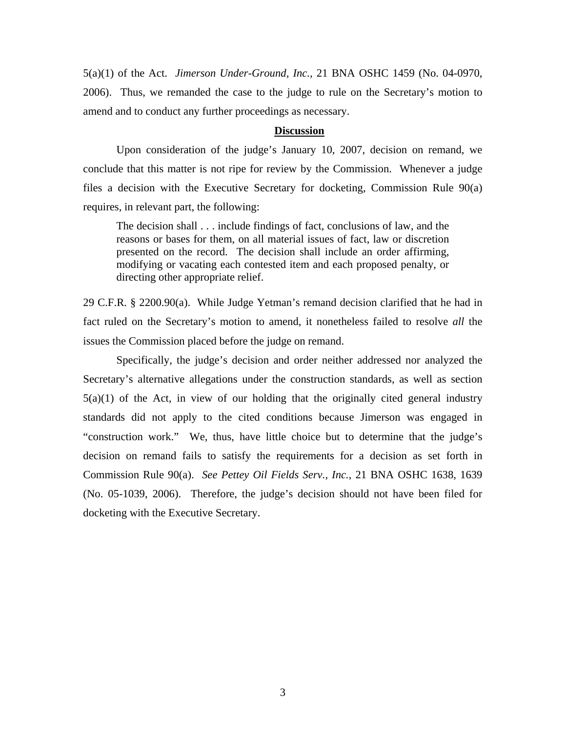5(a)(1) of the Act. *Jimerson Under-Ground, Inc.,* 21 BNA OSHC 1459 (No. 04-0970, 2006). Thus, we remanded the case to the judge to rule on the Secretary's motion to amend and to conduct any further proceedings as necessary.

## **Discussion**

Upon consideration of the judge's January 10, 2007, decision on remand, we conclude that this matter is not ripe for review by the Commission. Whenever a judge files a decision with the Executive Secretary for docketing, Commission Rule 90(a) requires, in relevant part, the following:

> The decision shall . . . include findings of fact, conclusions of law, and the reasons or bases for them, on all material issues of fact, law or discretion presented on the record. The decision shall include an order affirming, modifying or vacating each contested item and each proposed penalty, or directing other appropriate relief.

29 C.F.R. § 2200.90(a). While Judge Yetman's remand decision clarified that he had in fact ruled on the Secretary's motion to amend, it nonetheless failed to resolve *all* the issues the Commission placed before the judge on remand.

Specifically, the judge's decision and order neither addressed nor analyzed the Secretary's alternative allegations under the construction standards, as well as section 5(a)(1) of the Act, in view of our holding that the originally cited general industry standards did not apply to the cited conditions because Jimerson was engaged in "construction work." We, thus, have little choice but to determine that the judge's decision on remand fails to satisfy the requirements for a decision as set forth in Commission Rule 90(a). *See Pettey Oil Fields Serv., Inc.*, 21 BNA OSHC 1638, 1639 (No. 05-1039, 2006). Therefore, the judge's decision should not have been filed for docketing with the Executive Secretary.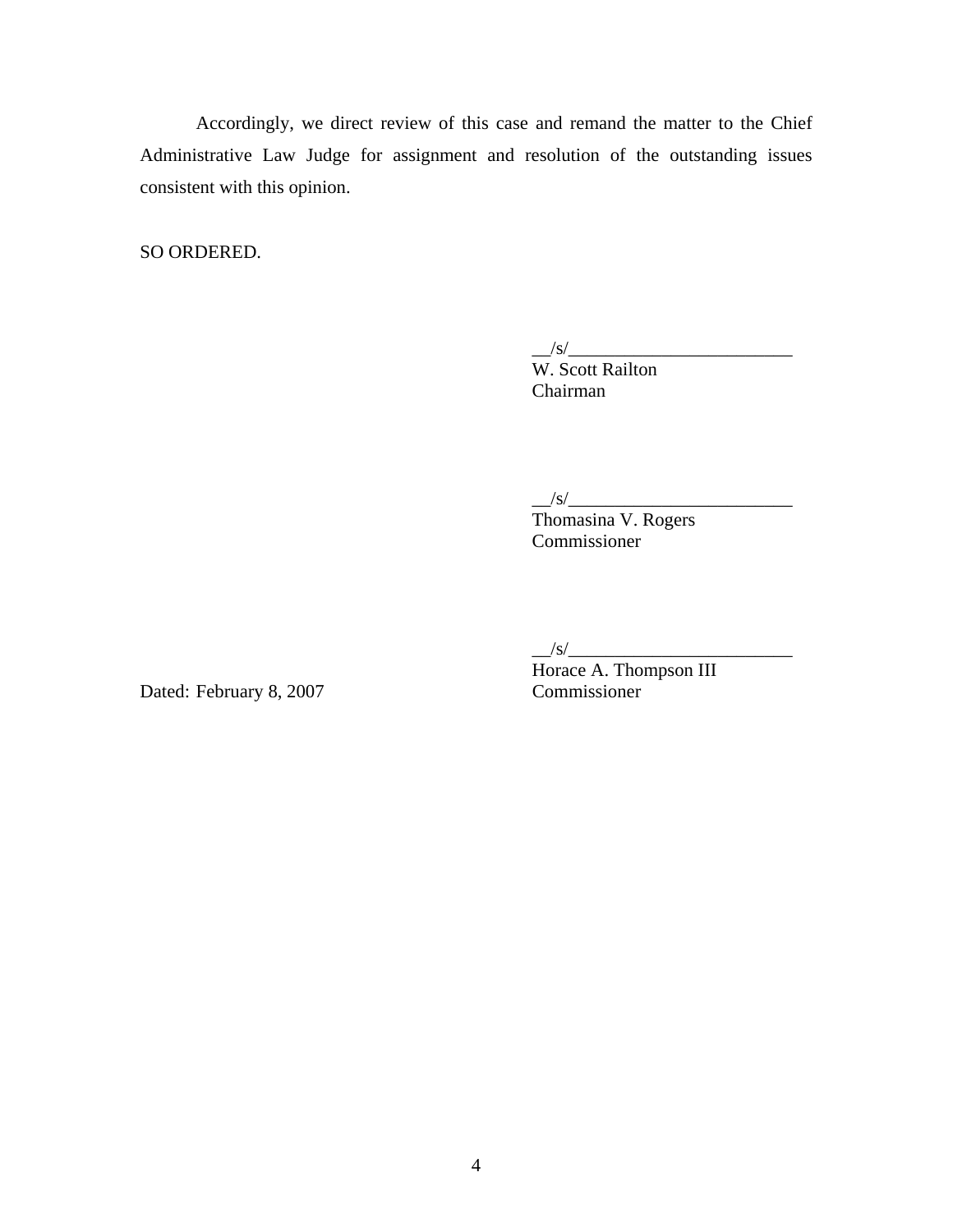Accordingly, we direct review of this case and remand the matter to the Chief Administrative Law Judge for assignment and resolution of the outstanding issues consistent with this opinion.

SO ORDERED.

__/s/_________________________
W. Scott Railton
Chairman

__/s/_________________________
Thomasina V. Rogers
Commissioner

__/s/_________________________
Horace A. Thompson III
Commissioner

Dated: February 8, 2007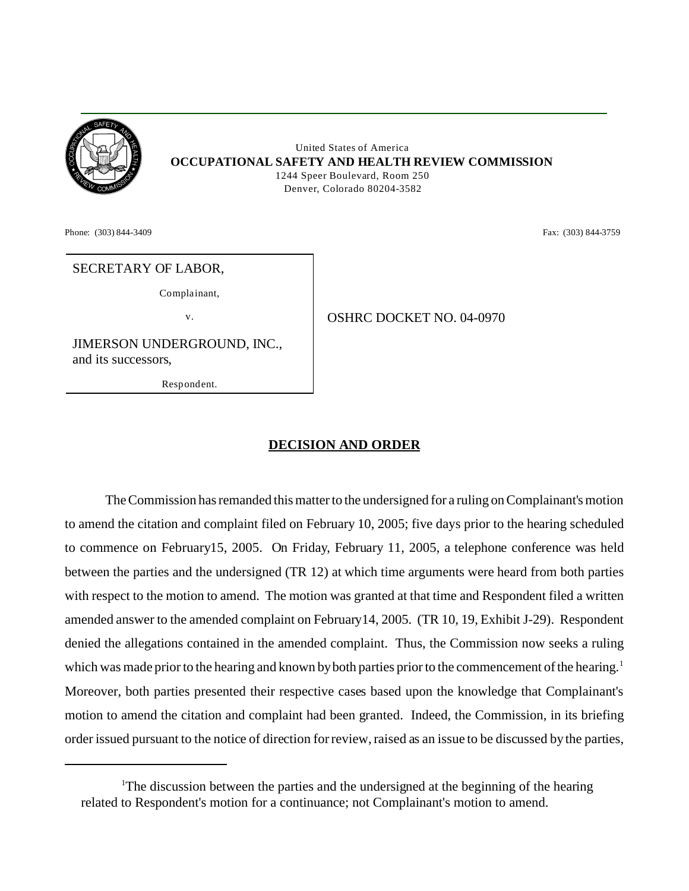United States of America
**OCCUPATIONAL SAFETY AND HEALTH REVIEW COMMISSION**
1244 Speer Boulevard, Room 250
Denver, Colorado 80204-3582

Phone: (303) 844-3409 Fax: (303) 844-3759

SECRETARY OF LABOR,

Complainant,

v.

JIMERSON UNDERGROUND, INC., and its successors,

Respondent.

OSHRC DOCKET NO. 04-0970

## DECISION AND ORDER

The Commission has remanded this matter to the undersigned for a ruling on Complainant's motion to amend the citation and complaint filed on February 10, 2005; five days prior to the hearing scheduled to commence on February15, 2005. On Friday, February 11, 2005, a telephone conference was held between the parties and the undersigned (TR 12) at which time arguments were heard from both parties with respect to the motion to amend. The motion was granted at that time and Respondent filed a written amended answer to the amended complaint on February14, 2005. (TR 10, 19, Exhibit J-29). Respondent denied the allegations contained in the amended complaint. Thus, the Commission now seeks a ruling which was made prior to the hearing and known by both parties prior to the commencement of the hearing.[1] Moreover, both parties presented their respective cases based upon the knowledge that Complainant's motion to amend the citation and complaint had been granted. Indeed, the Commission, in its briefing order issued pursuant to the notice of direction for review, raised as an issue to be discussed by the parties,

[1]The discussion between the parties and the undersigned at the beginning of the hearing related to Respondent's motion for a continuance; not Complainant's motion to amend.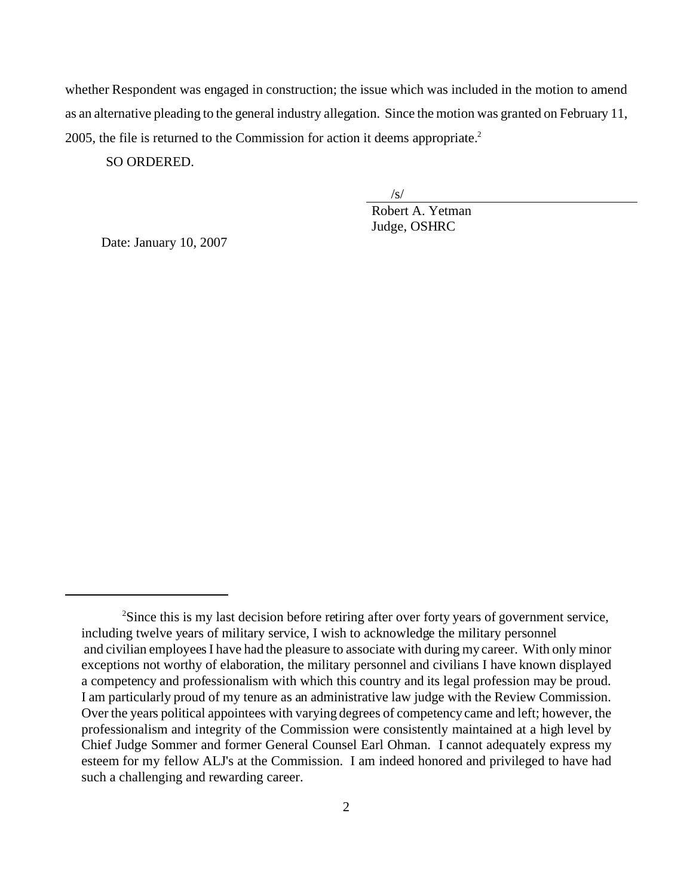whether Respondent was engaged in construction; the issue which was included in the motion to amend as an alternative pleading to the general industry allegation. Since the motion was granted on February 11, 2005, the file is returned to the Commission for action it deems appropriate.[2]

SO ORDERED.

/s/

Robert A. Yetman
Judge, OSHRC

Date: January 10, 2007

---

[2]Since this is my last decision before retiring after over forty years of government service, including twelve years of military service, I wish to acknowledge the military personnel and civilian employees I have had the pleasure to associate with during my career. With only minor exceptions not worthy of elaboration, the military personnel and civilians I have known displayed a competency and professionalism with which this country and its legal profession may be proud. I am particularly proud of my tenure as an administrative law judge with the Review Commission. Over the years political appointees with varying degrees of competency came and left; however, the professionalism and integrity of the Commission were consistently maintained at a high level by Chief Judge Sommer and former General Counsel Earl Ohman. I cannot adequately express my esteem for my fellow ALJ's at the Commission. I am indeed honored and privileged to have had such a challenging and rewarding career.